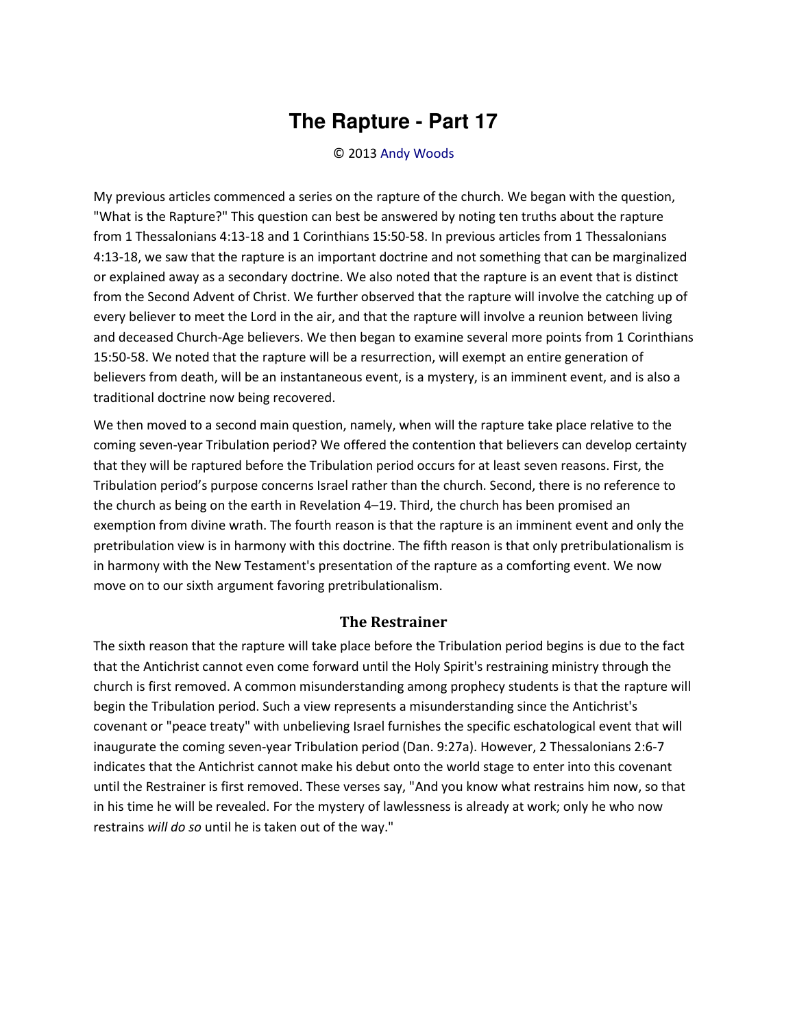# The Rapture - Part 17

© 2013 Andy Woods

My previous articles commenced a series on the rapture of the church. We began with the question, "What is the Rapture?" This question can best be answered by noting ten truths about the rapture from 1 Thessalonians 4:13-18 and 1 Corinthians 15:50-58. In previous articles from 1 Thessalonians 4:13-18, we saw that the rapture is an important doctrine and not something that can be marginalized or explained away as a secondary doctrine. We also noted that the rapture is an event that is distinct from the Second Advent of Christ. We further observed that the rapture will involve the catching up of every believer to meet the Lord in the air, and that the rapture will involve a reunion between living and deceased Church-Age believers. We then began to examine several more points from 1 Corinthians 15:50-58. We noted that the rapture will be a resurrection, will exempt an entire generation of believers from death, will be an instantaneous event, is a mystery, is an imminent event, and is also a traditional doctrine now being recovered.

We then moved to a second main question, namely, when will the rapture take place relative to the coming seven-year Tribulation period? We offered the contention that believers can develop certainty that they will be raptured before the Tribulation period occurs for at least seven reasons. First, the Tribulation period's purpose concerns Israel rather than the church. Second, there is no reference to the church as being on the earth in Revelation 4–19. Third, the church has been promised an exemption from divine wrath. The fourth reason is that the rapture is an imminent event and only the pretribulation view is in harmony with this doctrine. The fifth reason is that only pretribulationalism is in harmony with the New Testament's presentation of the rapture as a comforting event. We now move on to our sixth argument favoring pretribulationalism.

## The Restrainer

The sixth reason that the rapture will take place before the Tribulation period begins is due to the fact that the Antichrist cannot even come forward until the Holy Spirit's restraining ministry through the church is first removed. A common misunderstanding among prophecy students is that the rapture will begin the Tribulation period. Such a view represents a misunderstanding since the Antichrist's covenant or "peace treaty" with unbelieving Israel furnishes the specific eschatological event that will inaugurate the coming seven-year Tribulation period (Dan. 9:27a). However, 2 Thessalonians 2:6-7 indicates that the Antichrist cannot make his debut onto the world stage to enter into this covenant until the Restrainer is first removed. These verses say, "And you know what restrains him now, so that in his time he will be revealed. For the mystery of lawlessness is already at work; only he who now restrains *will do so* until he is taken out of the way."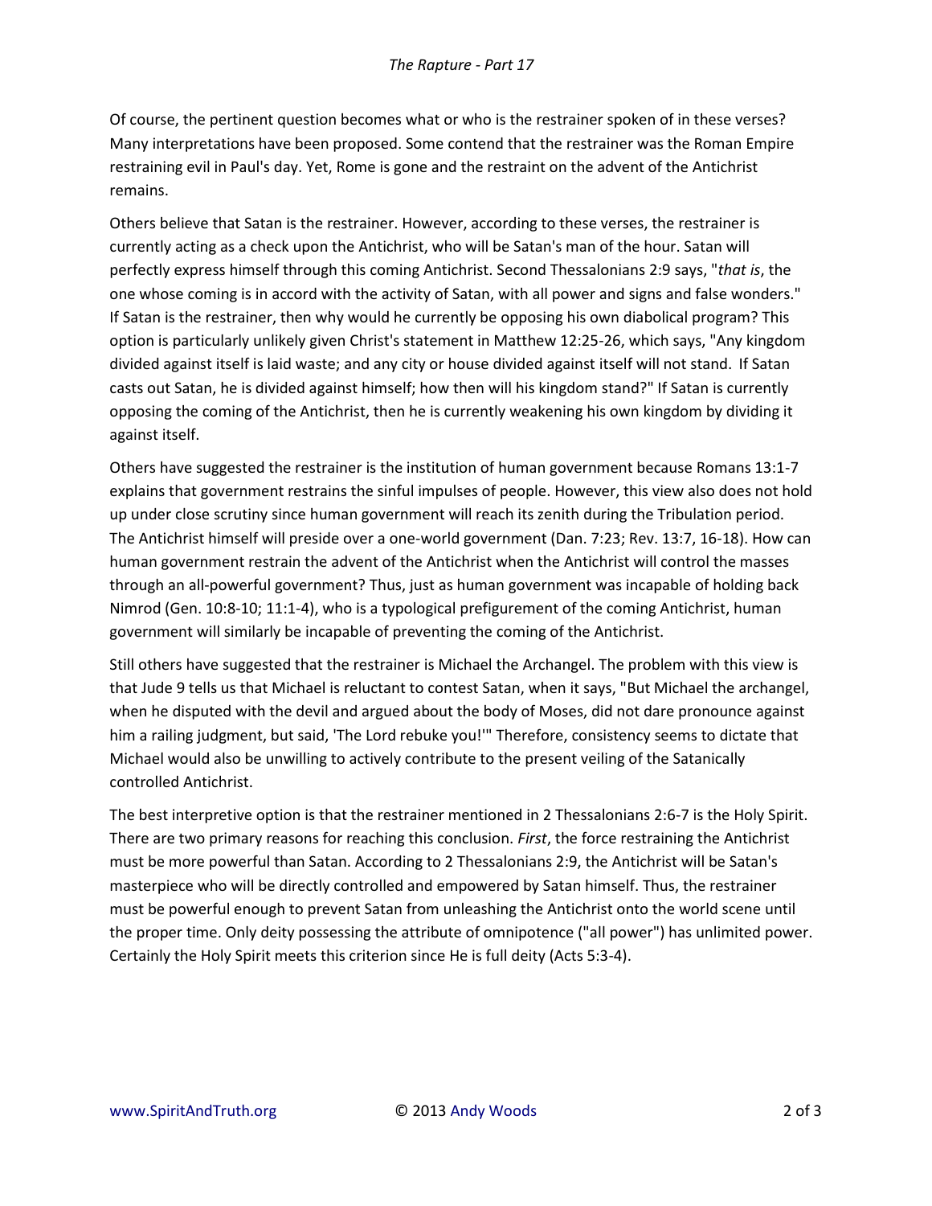Of course, the pertinent question becomes what or who is the restrainer spoken of in these verses? Many interpretations have been proposed. Some contend that the restrainer was the Roman Empire restraining evil in Paul's day. Yet, Rome is gone and the restraint on the advent of the Antichrist remains.

Others believe that Satan is the restrainer. However, according to these verses, the restrainer is currently acting as a check upon the Antichrist, who will be Satan's man of the hour. Satan will perfectly express himself through this coming Antichrist. Second Thessalonians 2:9 says, "*that is*, the one whose coming is in accord with the activity of Satan, with all power and signs and false wonders." If Satan is the restrainer, then why would he currently be opposing his own diabolical program? This option is particularly unlikely given Christ's statement in Matthew 12:25-26, which says, "Any kingdom divided against itself is laid waste; and any city or house divided against itself will not stand. If Satan casts out Satan, he is divided against himself; how then will his kingdom stand?" If Satan is currently opposing the coming of the Antichrist, then he is currently weakening his own kingdom by dividing it against itself.

Others have suggested the restrainer is the institution of human government because Romans 13:1-7 explains that government restrains the sinful impulses of people. However, this view also does not hold up under close scrutiny since human government will reach its zenith during the Tribulation period. The Antichrist himself will preside over a one-world government (Dan. 7:23; Rev. 13:7, 16-18). How can human government restrain the advent of the Antichrist when the Antichrist will control the masses through an all-powerful government? Thus, just as human government was incapable of holding back Nimrod (Gen. 10:8-10; 11:1-4), who is a typological prefigurement of the coming Antichrist, human government will similarly be incapable of preventing the coming of the Antichrist.

Still others have suggested that the restrainer is Michael the Archangel. The problem with this view is that Jude 9 tells us that Michael is reluctant to contest Satan, when it says, "But Michael the archangel, when he disputed with the devil and argued about the body of Moses, did not dare pronounce against him a railing judgment, but said, 'The Lord rebuke you!'" Therefore, consistency seems to dictate that Michael would also be unwilling to actively contribute to the present veiling of the Satanically controlled Antichrist.

The best interpretive option is that the restrainer mentioned in 2 Thessalonians 2:6-7 is the Holy Spirit. There are two primary reasons for reaching this conclusion. *First*, the force restraining the Antichrist must be more powerful than Satan. According to 2 Thessalonians 2:9, the Antichrist will be Satan's masterpiece who will be directly controlled and empowered by Satan himself. Thus, the restrainer must be powerful enough to prevent Satan from unleashing the Antichrist onto the world scene until the proper time. Only deity possessing the attribute of omnipotence ("all power") has unlimited power. Certainly the Holy Spirit meets this criterion since He is full deity (Acts 5:3-4).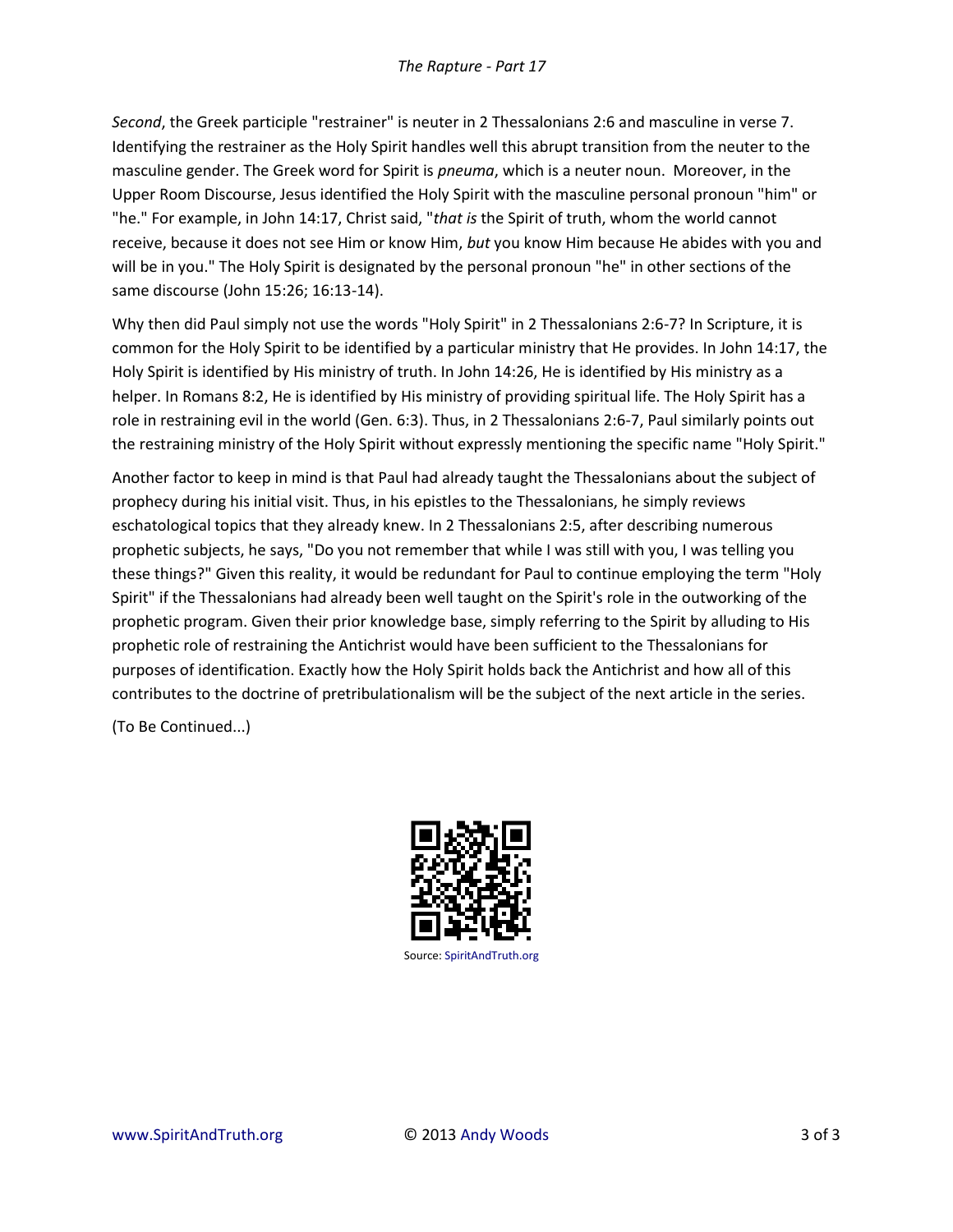*Second*, the Greek participle "restrainer" is neuter in 2 Thessalonians 2:6 and masculine in verse 7. Identifying the restrainer as the Holy Spirit handles well this abrupt transition from the neuter to the masculine gender. The Greek word for Spirit is *pneuma*, which is a neuter noun. Moreover, in the Upper Room Discourse, Jesus identified the Holy Spirit with the masculine personal pronoun "him" or "he." For example, in John 14:17, Christ said, "*that is* the Spirit of truth, whom the world cannot receive, because it does not see Him or know Him, *but* you know Him because He abides with you and will be in you." The Holy Spirit is designated by the personal pronoun "he" in other sections of the same discourse (John 15:26; 16:13-14).

Why then did Paul simply not use the words "Holy Spirit" in 2 Thessalonians 2:6-7? In Scripture, it is common for the Holy Spirit to be identified by a particular ministry that He provides. In John 14:17, the Holy Spirit is identified by His ministry of truth. In John 14:26, He is identified by His ministry as a helper. In Romans 8:2, He is identified by His ministry of providing spiritual life. The Holy Spirit has a role in restraining evil in the world (Gen. 6:3). Thus, in 2 Thessalonians 2:6-7, Paul similarly points out the restraining ministry of the Holy Spirit without expressly mentioning the specific name "Holy Spirit."

Another factor to keep in mind is that Paul had already taught the Thessalonians about the subject of prophecy during his initial visit. Thus, in his epistles to the Thessalonians, he simply reviews eschatological topics that they already knew. In 2 Thessalonians 2:5, after describing numerous prophetic subjects, he says, "Do you not remember that while I was still with you, I was telling you these things?" Given this reality, it would be redundant for Paul to continue employing the term "Holy Spirit" if the Thessalonians had already been well taught on the Spirit's role in the outworking of the prophetic program. Given their prior knowledge base, simply referring to the Spirit by alluding to His prophetic role of restraining the Antichrist would have been sufficient to the Thessalonians for purposes of identification. Exactly how the Holy Spirit holds back the Antichrist and how all of this contributes to the doctrine of pretribulationalism will be the subject of the next article in the series.

(To Be Continued...)

Source: SpiritAndTruth.org